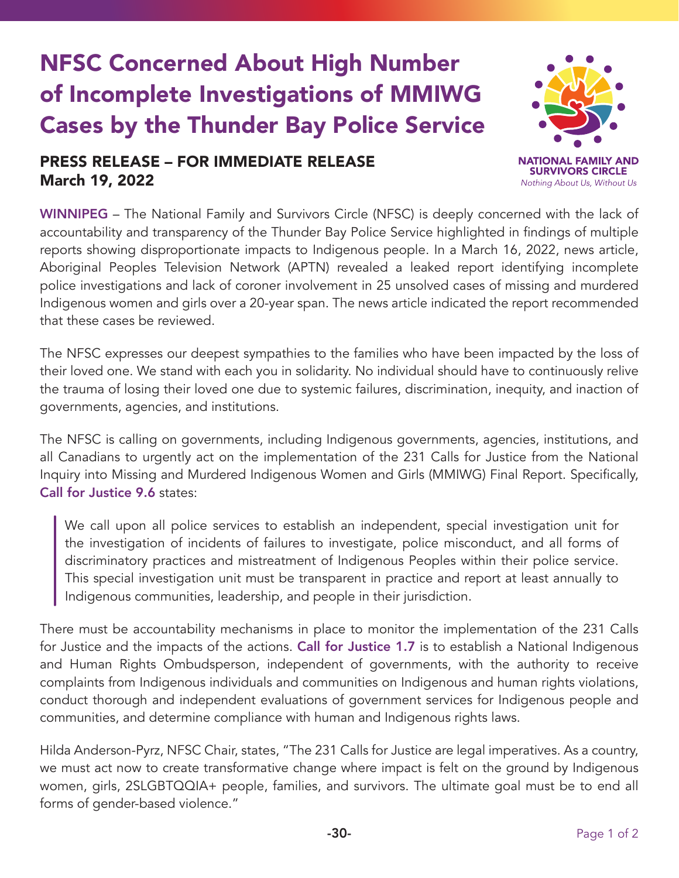# NFSC Concerned About High Number of Incomplete Investigations of MMIWG Cases by the Thunder Bay Police Service

## PRESS RELEASE – FOR IMMEDIATE RELEASE
## March 19, 2022

NATIONAL FAMILY AND SURVIVORS CIRCLE
*Nothing About Us, Without Us*

**WINNIPEG** – The National Family and Survivors Circle (NFSC) is deeply concerned with the lack of accountability and transparency of the Thunder Bay Police Service highlighted in findings of multiple reports showing disproportionate impacts to Indigenous people. In a March 16, 2022, news article, Aboriginal Peoples Television Network (APTN) revealed a leaked report identifying incomplete police investigations and lack of coroner involvement in 25 unsolved cases of missing and murdered Indigenous women and girls over a 20-year span. The news article indicated the report recommended that these cases be reviewed.

The NFSC expresses our deepest sympathies to the families who have been impacted by the loss of their loved one. We stand with each you in solidarity. No individual should have to continuously relive the trauma of losing their loved one due to systemic failures, discrimination, inequity, and inaction of governments, agencies, and institutions.

The NFSC is calling on governments, including Indigenous governments, agencies, institutions, and all Canadians to urgently act on the implementation of the 231 Calls for Justice from the National Inquiry into Missing and Murdered Indigenous Women and Girls (MMIWG) Final Report. Specifically, **Call for Justice 9.6** states:

> We call upon all police services to establish an independent, special investigation unit for the investigation of incidents of failures to investigate, police misconduct, and all forms of discriminatory practices and mistreatment of Indigenous Peoples within their police service. This special investigation unit must be transparent in practice and report at least annually to Indigenous communities, leadership, and people in their jurisdiction.

There must be accountability mechanisms in place to monitor the implementation of the 231 Calls for Justice and the impacts of the actions. **Call for Justice 1.7** is to establish a National Indigenous and Human Rights Ombudsperson, independent of governments, with the authority to receive complaints from Indigenous individuals and communities on Indigenous and human rights violations, conduct thorough and independent evaluations of government services for Indigenous people and communities, and determine compliance with human and Indigenous rights laws.

Hilda Anderson-Pyrz, NFSC Chair, states, "The 231 Calls for Justice are legal imperatives. As a country, we must act now to create transformative change where impact is felt on the ground by Indigenous women, girls, 2SLGBTQQIA+ people, families, and survivors. The ultimate goal must be to end all forms of gender-based violence."

-30-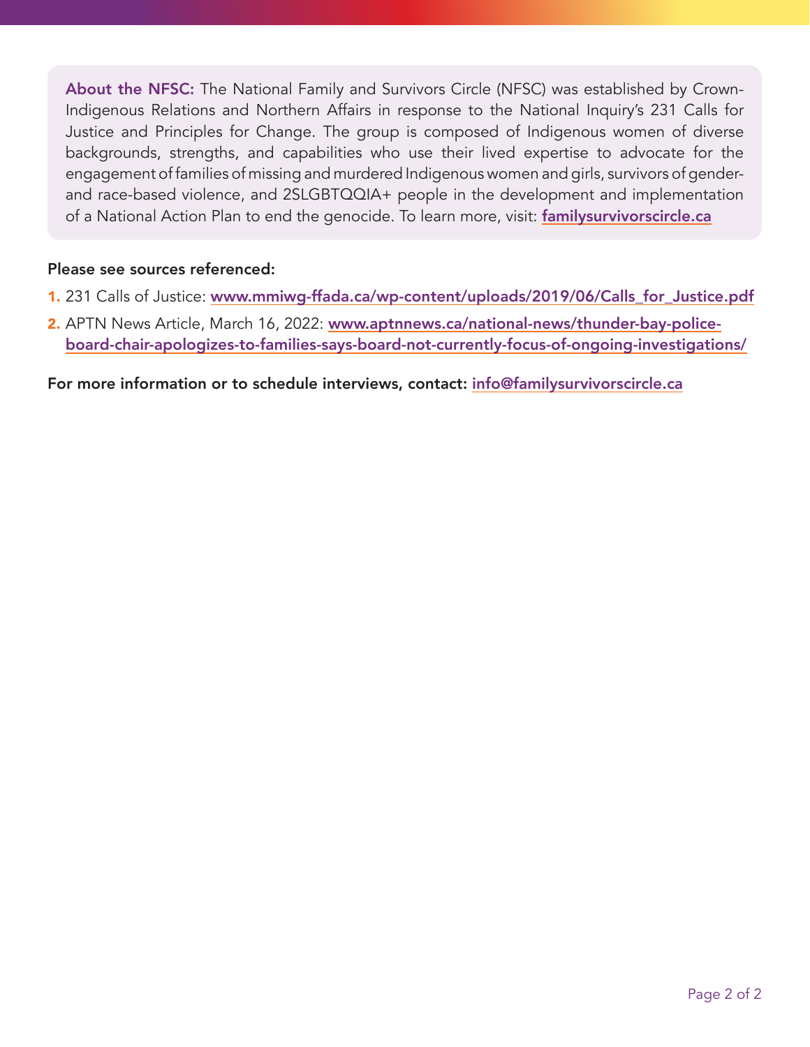**About the NFSC:** The National Family and Survivors Circle (NFSC) was established by Crown-Indigenous Relations and Northern Affairs in response to the National Inquiry's 231 Calls for Justice and Principles for Change. The group is composed of Indigenous women of diverse backgrounds, strengths, and capabilities who use their lived expertise to advocate for the engagement of families of missing and murdered Indigenous women and girls, survivors of gender- and race-based violence, and 2SLGBTQQIA+ people in the development and implementation of a National Action Plan to end the genocide. To learn more, visit: **familysurvivorscircle.ca**

**Please see sources referenced:**

1. 231 Calls of Justice: **www.mmiwg-ffada.ca/wp-content/uploads/2019/06/Calls_for_Justice.pdf**
2. APTN News Article, March 16, 2022: **www.aptnnews.ca/national-news/thunder-bay-police-board-chair-apologizes-to-families-says-board-not-currently-focus-of-ongoing-investigations/**

**For more information or to schedule interviews, contact:** info@familysurvivorscircle.ca